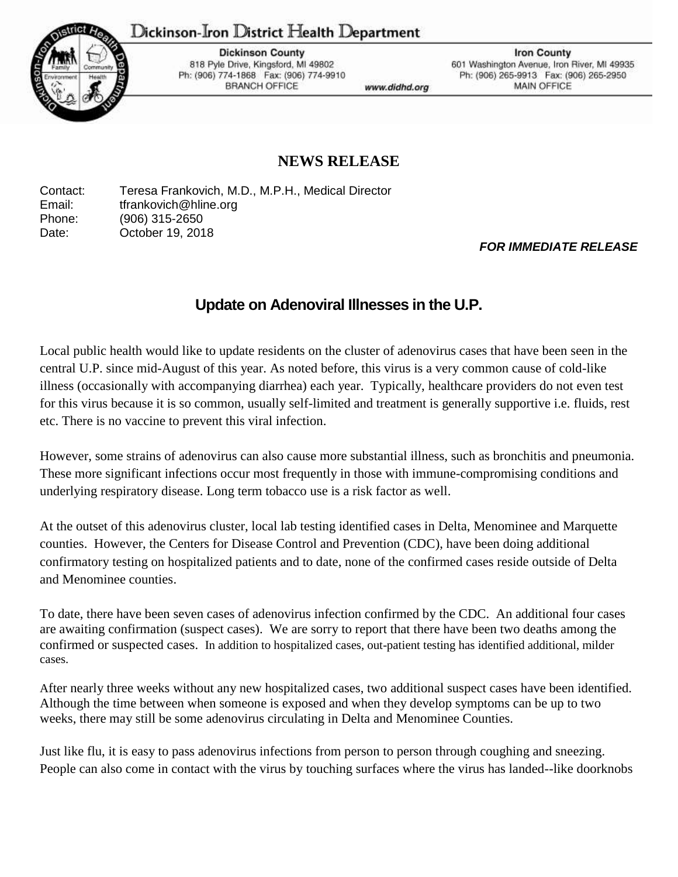# Dickinson-Iron District Health Department

**Dickinson County**
818 Pyle Drive, Kingsford, MI 49802
Ph: (906) 774-1868 Fax: (906) 774-9910
BRANCH OFFICE

www.didhd.org

**Iron County**
601 Washington Avenue, Iron River, MI 49935
Ph: (906) 265-9913 Fax: (906) 265-2950
MAIN OFFICE

## NEWS RELEASE

Contact: Teresa Frankovich, M.D., M.P.H., Medical Director
Email: tfrankovich@hline.org
Phone: (906) 315-2650
Date: October 19, 2018

***FOR IMMEDIATE RELEASE***

## Update on Adenoviral Illnesses in the U.P.

Local public health would like to update residents on the cluster of adenovirus cases that have been seen in the central U.P. since mid-August of this year. As noted before, this virus is a very common cause of cold-like illness (occasionally with accompanying diarrhea) each year. Typically, healthcare providers do not even test for this virus because it is so common, usually self-limited and treatment is generally supportive i.e. fluids, rest etc. There is no vaccine to prevent this viral infection.

However, some strains of adenovirus can also cause more substantial illness, such as bronchitis and pneumonia. These more significant infections occur most frequently in those with immune-compromising conditions and underlying respiratory disease. Long term tobacco use is a risk factor as well.

At the outset of this adenovirus cluster, local lab testing identified cases in Delta, Menominee and Marquette counties. However, the Centers for Disease Control and Prevention (CDC), have been doing additional confirmatory testing on hospitalized patients and to date, none of the confirmed cases reside outside of Delta and Menominee counties.

To date, there have been seven cases of adenovirus infection confirmed by the CDC. An additional four cases are awaiting confirmation (suspect cases). We are sorry to report that there have been two deaths among the confirmed or suspected cases. In addition to hospitalized cases, out-patient testing has identified additional, milder cases.

After nearly three weeks without any new hospitalized cases, two additional suspect cases have been identified. Although the time between when someone is exposed and when they develop symptoms can be up to two weeks, there may still be some adenovirus circulating in Delta and Menominee Counties.

Just like flu, it is easy to pass adenovirus infections from person to person through coughing and sneezing. People can also come in contact with the virus by touching surfaces where the virus has landed--like doorknobs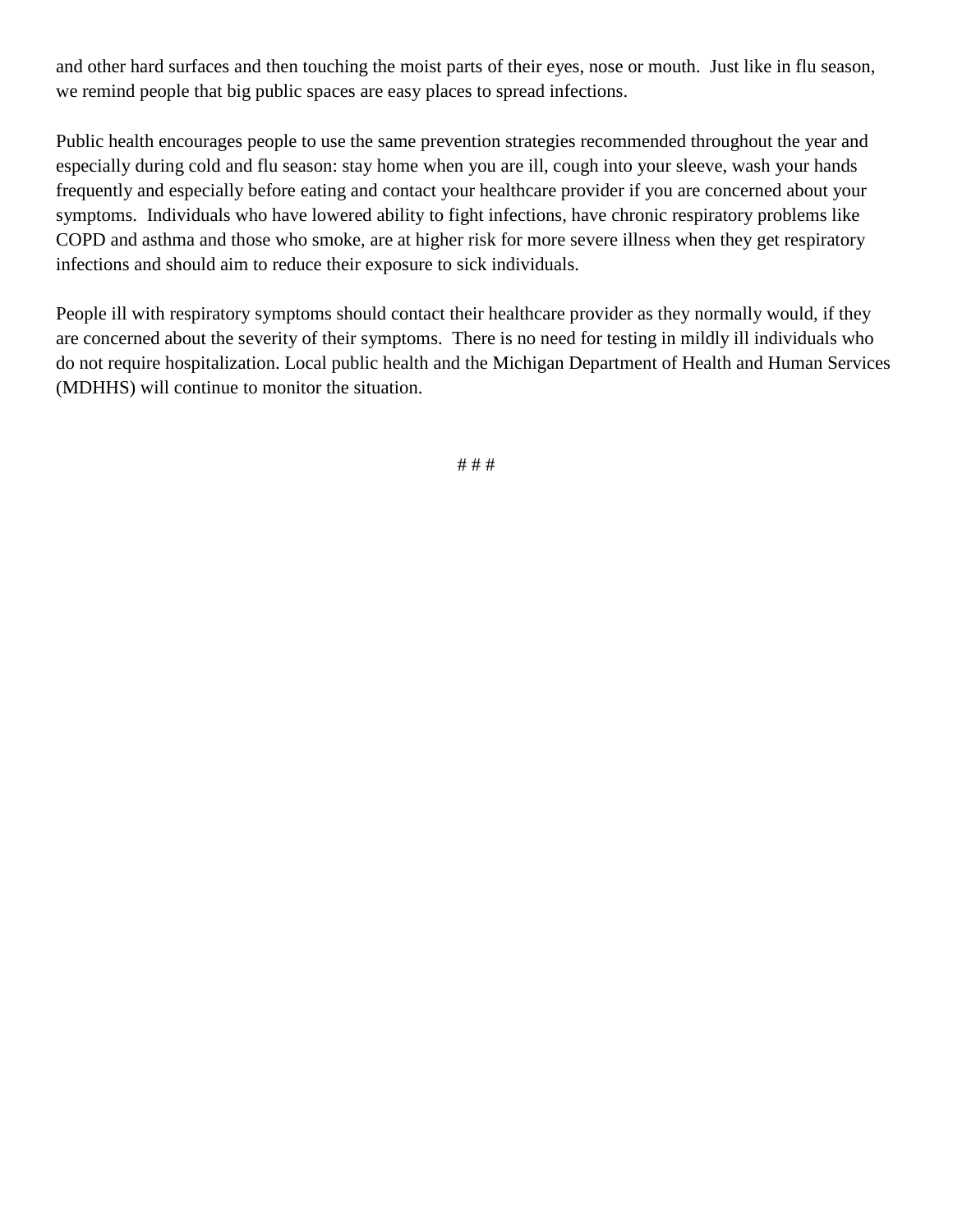and other hard surfaces and then touching the moist parts of their eyes, nose or mouth. Just like in flu season, we remind people that big public spaces are easy places to spread infections.

Public health encourages people to use the same prevention strategies recommended throughout the year and especially during cold and flu season: stay home when you are ill, cough into your sleeve, wash your hands frequently and especially before eating and contact your healthcare provider if you are concerned about your symptoms. Individuals who have lowered ability to fight infections, have chronic respiratory problems like COPD and asthma and those who smoke, are at higher risk for more severe illness when they get respiratory infections and should aim to reduce their exposure to sick individuals.

People ill with respiratory symptoms should contact their healthcare provider as they normally would, if they are concerned about the severity of their symptoms. There is no need for testing in mildly ill individuals who do not require hospitalization. Local public health and the Michigan Department of Health and Human Services (MDHHS) will continue to monitor the situation.

# # #